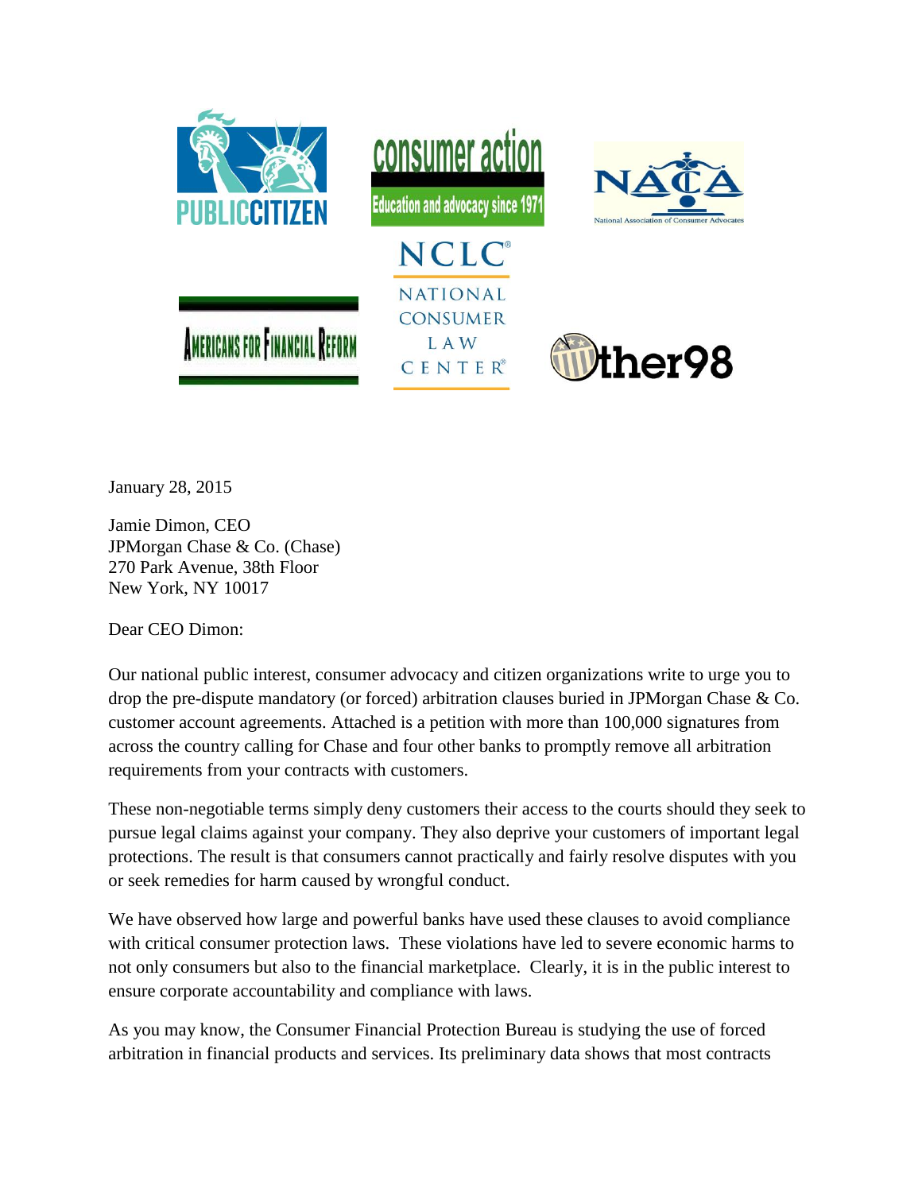PUBLIC CITIZEN | consumer action — Education and advocacy since 1971 | NACA — National Association of Consumer Advocates

AMERICANS FOR FINANCIAL REFORM | NCLC — NATIONAL CONSUMER LAW CENTER | Other98

January 28, 2015

Jamie Dimon, CEO
JPMorgan Chase & Co. (Chase)
270 Park Avenue, 38th Floor
New York, NY 10017

Dear CEO Dimon:

Our national public interest, consumer advocacy and citizen organizations write to urge you to drop the pre-dispute mandatory (or forced) arbitration clauses buried in JPMorgan Chase & Co. customer account agreements. Attached is a petition with more than 100,000 signatures from across the country calling for Chase and four other banks to promptly remove all arbitration requirements from your contracts with customers.

These non-negotiable terms simply deny customers their access to the courts should they seek to pursue legal claims against your company. They also deprive your customers of important legal protections. The result is that consumers cannot practically and fairly resolve disputes with you or seek remedies for harm caused by wrongful conduct.

We have observed how large and powerful banks have used these clauses to avoid compliance with critical consumer protection laws. These violations have led to severe economic harms to not only consumers but also to the financial marketplace. Clearly, it is in the public interest to ensure corporate accountability and compliance with laws.

As you may know, the Consumer Financial Protection Bureau is studying the use of forced arbitration in financial products and services. Its preliminary data shows that most contracts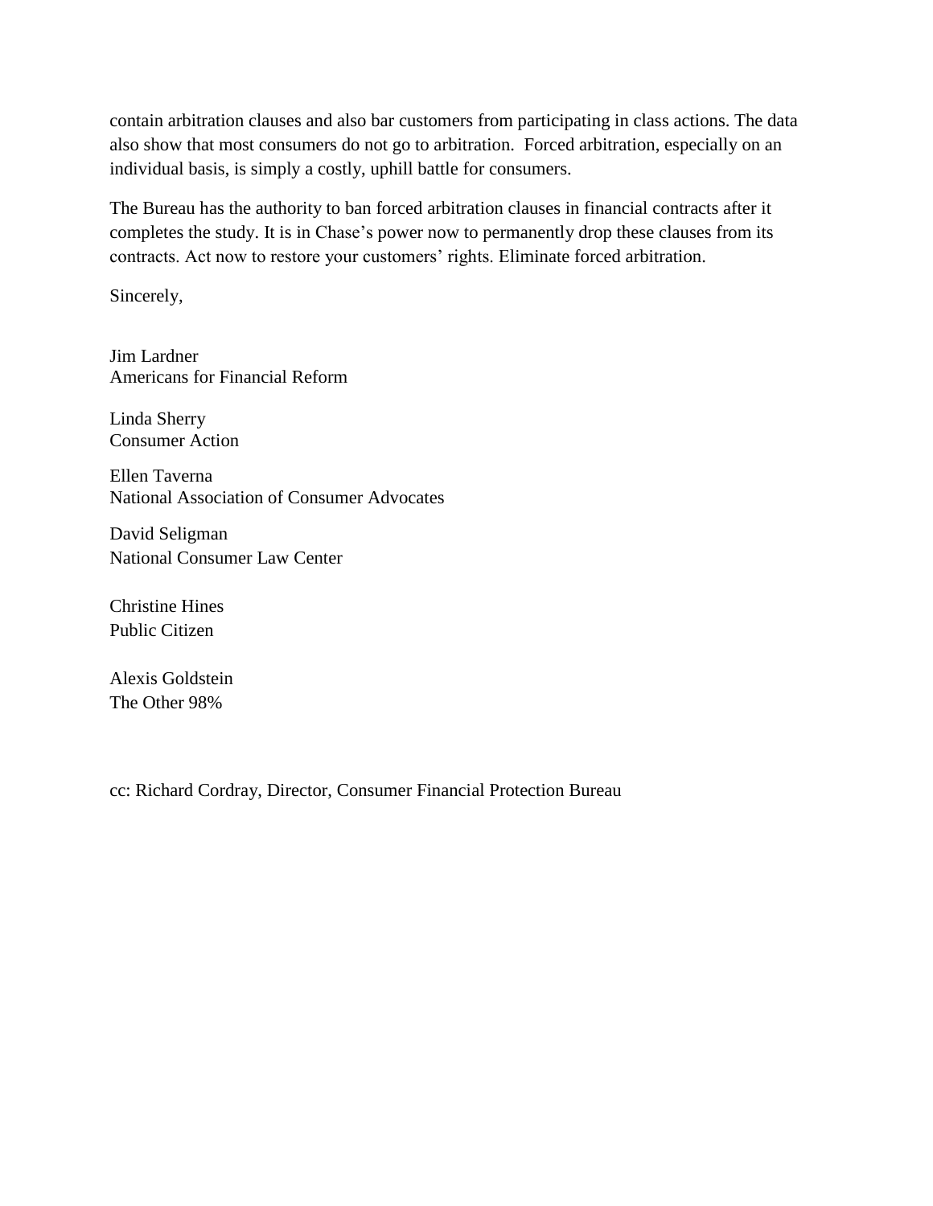contain arbitration clauses and also bar customers from participating in class actions. The data also show that most consumers do not go to arbitration. Forced arbitration, especially on an individual basis, is simply a costly, uphill battle for consumers.

The Bureau has the authority to ban forced arbitration clauses in financial contracts after it completes the study. It is in Chase's power now to permanently drop these clauses from its contracts. Act now to restore your customers' rights. Eliminate forced arbitration.

Sincerely,

Jim Lardner
Americans for Financial Reform

Linda Sherry
Consumer Action

Ellen Taverna
National Association of Consumer Advocates

David Seligman
National Consumer Law Center

Christine Hines
Public Citizen

Alexis Goldstein
The Other 98%

cc: Richard Cordray, Director, Consumer Financial Protection Bureau